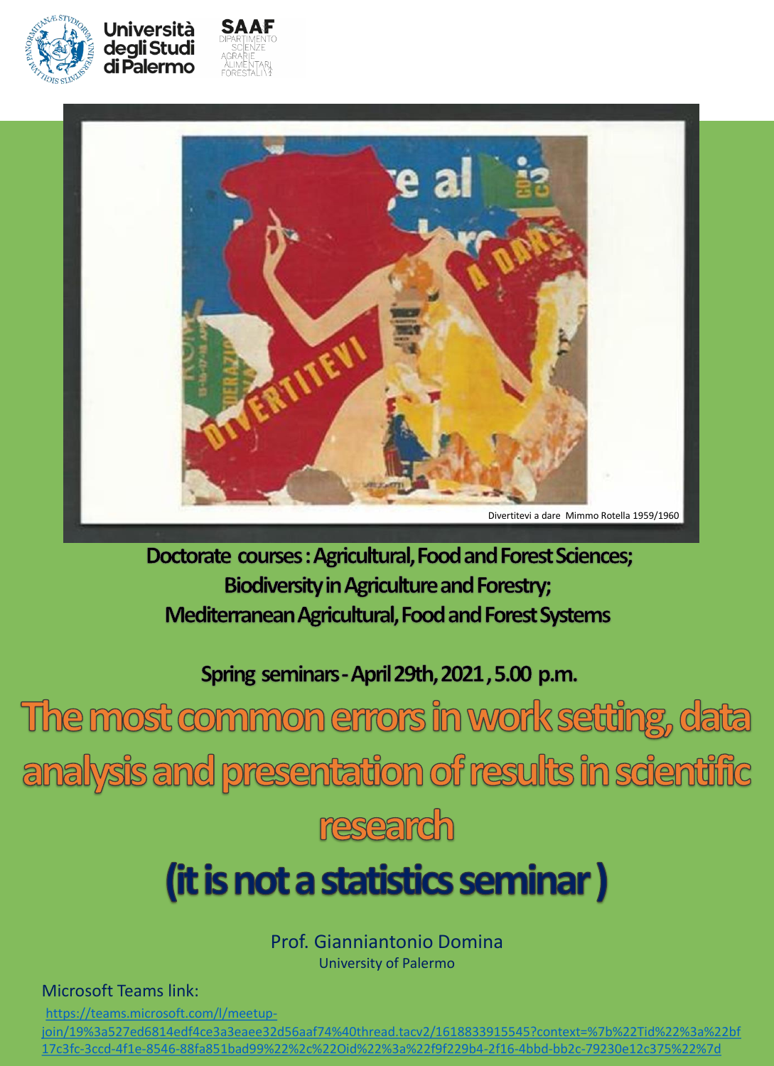Università degli Studi di Palermo

SAAF DIPARTIMENTO SCIENZE AGRARIE ALIMENTARI FORESTALI

Divertitevi a dare Mimmo Rotella 1959/1960

**Doctorate courses: Agricultural, Food and Forest Sciences; Biodiversity in Agriculture and Forestry; Mediterranean Agricultural, Food and Forest Systems**

**Spring seminars - April 29th, 2021, 5.00 p.m.**

# The most common errors in work setting, data analysis and presentation of results in scientific research

## (it is not a statistics seminar)

Prof. Giannantonio Domina
University of Palermo

Microsoft Teams link:
https://teams.microsoft.com/l/meetup-join/19%3a527ed6814edf4ce3a3eaee32d56aaf74%40thread.tacv2/1618833915545?context=%7b%22Tid%22%3a%22bf17c3fc-3ccd-4f1e-8546-88fa851bad99%22%2c%22Oid%22%3a%22f9f229b4-2f16-4bbd-bb2c-79230e12c375%22%7d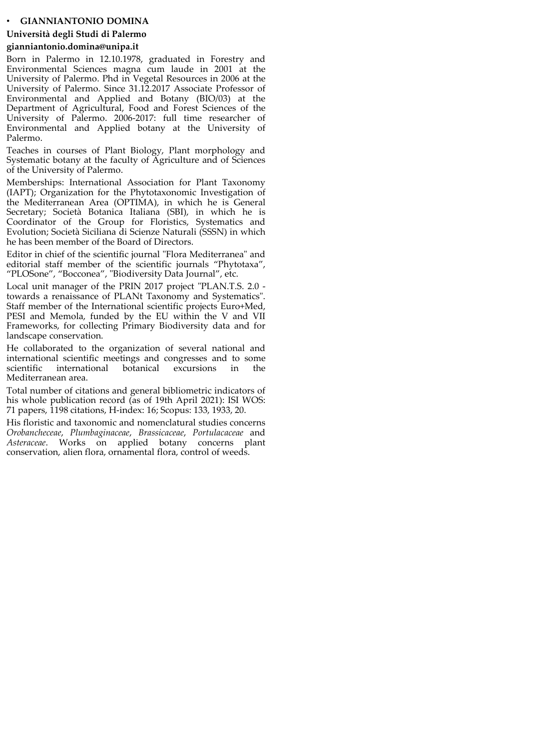- **GIANNIANTONIO DOMINA**

**Università degli Studi di Palermo**

**gianniantonio.domina@unipa.it**

Born in Palermo in 12.10.1978, graduated in Forestry and Environmental Sciences magna cum laude in 2001 at the University of Palermo. Phd in Vegetal Resources in 2006 at the University of Palermo. Since 31.12.2017 Associate Professor of Environmental and Applied and Botany (BIO/03) at the Department of Agricultural, Food and Forest Sciences of the University of Palermo. 2006-2017: full time researcher of Environmental and Applied botany at the University of Palermo.

Teaches in courses of Plant Biology, Plant morphology and Systematic botany at the faculty of Agriculture and of Sciences of the University of Palermo.

Memberships: International Association for Plant Taxonomy (IAPT); Organization for the Phytotaxonomic Investigation of the Mediterranean Area (OPTIMA), in which he is General Secretary; Società Botanica Italiana (SBI), in which he is Coordinator of the Group for Floristics, Systematics and Evolution; Società Siciliana di Scienze Naturali (SSSN) in which he has been member of the Board of Directors.

Editor in chief of the scientific journal "Flora Mediterranea" and editorial staff member of the scientific journals “Phytotaxa”, “PLOSone”, “Bocconea”, "Biodiversity Data Journal”, etc.

Local unit manager of the PRIN 2017 project "PLAN.T.S. 2.0 - towards a renaissance of PLANt Taxonomy and Systematics". Staff member of the International scientific projects Euro+Med, PESI and Memola, funded by the EU within the V and VII Frameworks, for collecting Primary Biodiversity data and for landscape conservation.

He collaborated to the organization of several national and international scientific meetings and congresses and to some scientific international botanical excursions in the Mediterranean area.

Total number of citations and general bibliometric indicators of his whole publication record (as of 19th April 2021): ISI WOS: 71 papers, 1198 citations, H-index: 16; Scopus: 133, 1933, 20.

His floristic and taxonomic and nomenclatural studies concerns *Orobancheceae*, *Plumbaginaceae*, *Brassicaceae*, *Portulacaceae* and *Asteraceae*. Works on applied botany concerns plant conservation, alien flora, ornamental flora, control of weeds.